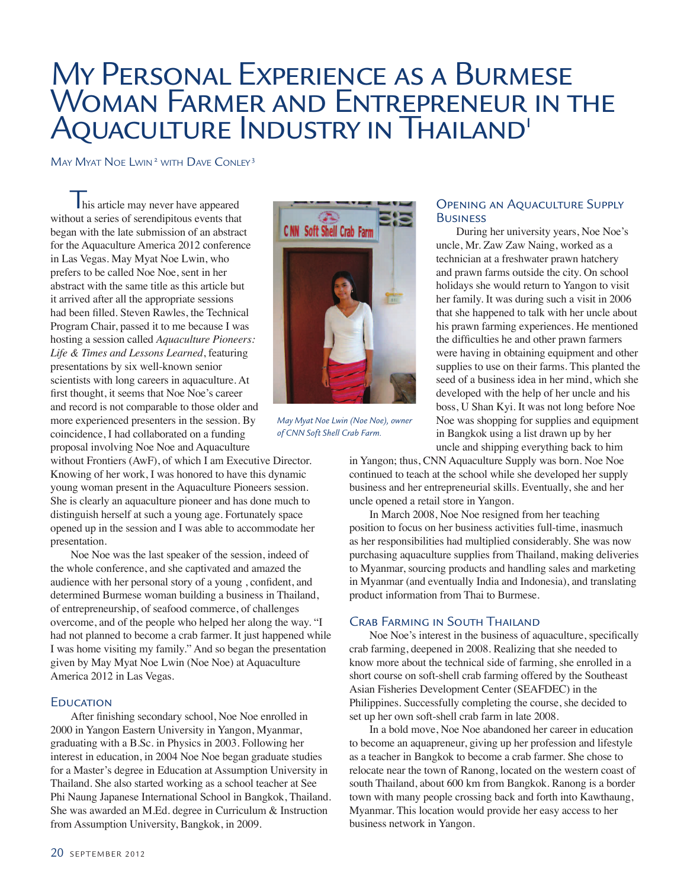# My Personal Experience as a Burmese Woman Farmer and Entrepreneur in the Aquaculture Industry in Thailand[1]

May Myat Noe Lwin[2] with Dave Conley[3]

This article may never have appeared without a series of serendipitous events that began with the late submission of an abstract for the Aquaculture America 2012 conference in Las Vegas. May Myat Noe Lwin, who prefers to be called Noe Noe, sent in her abstract with the same title as this article but it arrived after all the appropriate sessions had been filled. Steven Rawles, the Technical Program Chair, passed it to me because I was hosting a session called *Aquaculture Pioneers: Life & Times and Lessons Learned*, featuring presentations by six well-known senior scientists with long careers in aquaculture. At first thought, it seems that Noe Noe's career and record is not comparable to those older and more experienced presenters in the session. By coincidence, I had collaborated on a funding proposal involving Noe Noe and Aquaculture without Frontiers (AwF), of which I am Executive Director. Knowing of her work, I was honored to have this dynamic young woman present in the Aquaculture Pioneers session. She is clearly an aquaculture pioneer and has done much to distinguish herself at such a young age. Fortunately space opened up in the session and I was able to accommodate her presentation.

Noe Noe was the last speaker of the session, indeed of the whole conference, and she captivated and amazed the audience with her personal story of a young , confident, and determined Burmese woman building a business in Thailand, of entrepreneurship, of seafood commerce, of challenges overcome, and of the people who helped her along the way. "I had not planned to become a crab farmer. It just happened while I was home visiting my family." And so began the presentation given by May Myat Noe Lwin (Noe Noe) at Aquaculture America 2012 in Las Vegas.

*May Myat Noe Lwin (Noe Noe), owner of CNN Soft Shell Crab Farm.*

## Education

After finishing secondary school, Noe Noe enrolled in 2000 in Yangon Eastern University in Yangon, Myanmar, graduating with a B.Sc. in Physics in 2003. Following her interest in education, in 2004 Noe Noe began graduate studies for a Master's degree in Education at Assumption University in Thailand. She also started working as a school teacher at See Phi Naung Japanese International School in Bangkok, Thailand. She was awarded an M.Ed. degree in Curriculum & Instruction from Assumption University, Bangkok, in 2009.

## Opening an Aquaculture Supply Business

During her university years, Noe Noe's uncle, Mr. Zaw Zaw Naing, worked as a technician at a freshwater prawn hatchery and prawn farms outside the city. On school holidays she would return to Yangon to visit her family. It was during such a visit in 2006 that she happened to talk with her uncle about his prawn farming experiences. He mentioned the difficulties he and other prawn farmers were having in obtaining equipment and other supplies to use on their farms. This planted the seed of a business idea in her mind, which she developed with the help of her uncle and his boss, U Shan Kyi. It was not long before Noe Noe was shopping for supplies and equipment in Bangkok using a list drawn up by her uncle and shipping everything back to him in Yangon; thus, CNN Aquaculture Supply was born. Noe Noe continued to teach at the school while she developed her supply business and her entrepreneurial skills. Eventually, she and her uncle opened a retail store in Yangon.

In March 2008, Noe Noe resigned from her teaching position to focus on her business activities full-time, inasmuch as her responsibilities had multiplied considerably. She was now purchasing aquaculture supplies from Thailand, making deliveries to Myanmar, sourcing products and handling sales and marketing in Myanmar (and eventually India and Indonesia), and translating product information from Thai to Burmese.

## Crab Farming in South Thailand

Noe Noe's interest in the business of aquaculture, specifically crab farming, deepened in 2008. Realizing that she needed to know more about the technical side of farming, she enrolled in a short course on soft-shell crab farming offered by the Southeast Asian Fisheries Development Center (SEAFDEC) in the Philippines. Successfully completing the course, she decided to set up her own soft-shell crab farm in late 2008.

In a bold move, Noe Noe abandoned her career in education to become an aquapreneur, giving up her profession and lifestyle as a teacher in Bangkok to become a crab farmer. She chose to relocate near the town of Ranong, located on the western coast of south Thailand, about 600 km from Bangkok. Ranong is a border town with many people crossing back and forth into Kawthaung, Myanmar. This location would provide her easy access to her business network in Yangon.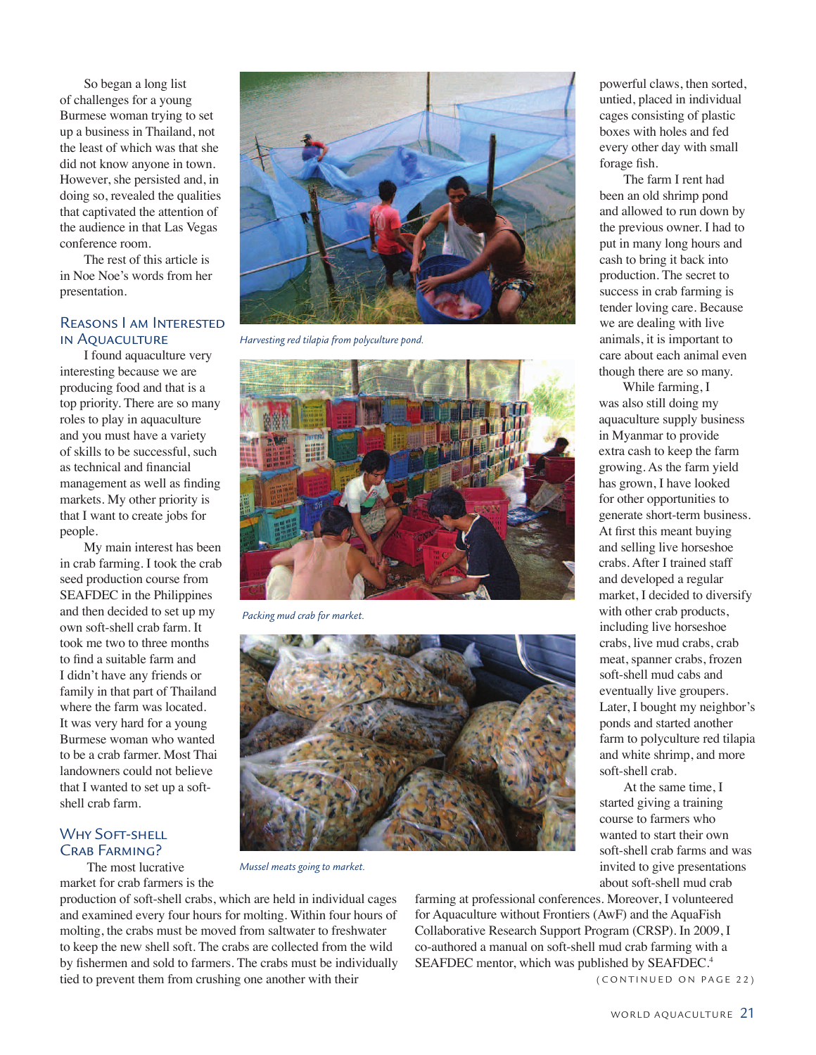So began a long list of challenges for a young Burmese woman trying to set up a business in Thailand, not the least of which was that she did not know anyone in town. However, she persisted and, in doing so, revealed the qualities that captivated the attention of the audience in that Las Vegas conference room.

The rest of this article is in Noe Noe's words from her presentation.

## Reasons I am Interested in Aquaculture

I found aquaculture very interesting because we are producing food and that is a top priority. There are so many roles to play in aquaculture and you must have a variety of skills to be successful, such as technical and financial management as well as finding markets. My other priority is that I want to create jobs for people.

My main interest has been in crab farming. I took the crab seed production course from SEAFDEC in the Philippines and then decided to set up my own soft-shell crab farm. It took me two to three months to find a suitable farm and I didn't have any friends or family in that part of Thailand where the farm was located. It was very hard for a young Burmese woman who wanted to be a crab farmer. Most Thai landowners could not believe that I wanted to set up a soft-shell crab farm.

## Why Soft-shell Crab Farming?

The most lucrative market for crab farmers is the production of soft-shell crabs, which are held in individual cages and examined every four hours for molting. Within four hours of molting, the crabs must be moved from saltwater to freshwater to keep the new shell soft. The crabs are collected from the wild by fishermen and sold to farmers. The crabs must be individually tied to prevent them from crushing one another with their powerful claws, then sorted, untied, placed in individual cages consisting of plastic boxes with holes and fed every other day with small forage fish.

*Harvesting red tilapia from polyculture pond.*

*Packing mud crab for market.*

*Mussel meats going to market.*

The farm I rent had been an old shrimp pond and allowed to run down by the previous owner. I had to put in many long hours and cash to bring it back into production. The secret to success in crab farming is tender loving care. Because we are dealing with live animals, it is important to care about each animal even though there are so many.

While farming, I was also still doing my aquaculture supply business in Myanmar to provide extra cash to keep the farm growing. As the farm yield has grown, I have looked for other opportunities to generate short-term business. At first this meant buying and selling live horseshoe crabs. After I trained staff and developed a regular market, I decided to diversify with other crab products, including live horseshoe crabs, live mud crabs, crab meat, spanner crabs, frozen soft-shell mud cabs and eventually live groupers. Later, I bought my neighbor's ponds and started another farm to polyculture red tilapia and white shrimp, and more soft-shell crab.

At the same time, I started giving a training course to farmers who wanted to start their own soft-shell crab farms and was invited to give presentations about soft-shell mud crab farming at professional conferences. Moreover, I volunteered for Aquaculture without Frontiers (AwF) and the AquaFish Collaborative Research Support Program (CRSP). In 2009, I co-authored a manual on soft-shell mud crab farming with a SEAFDEC mentor, which was published by SEAFDEC.[4]

(CONTINUED ON PAGE 22)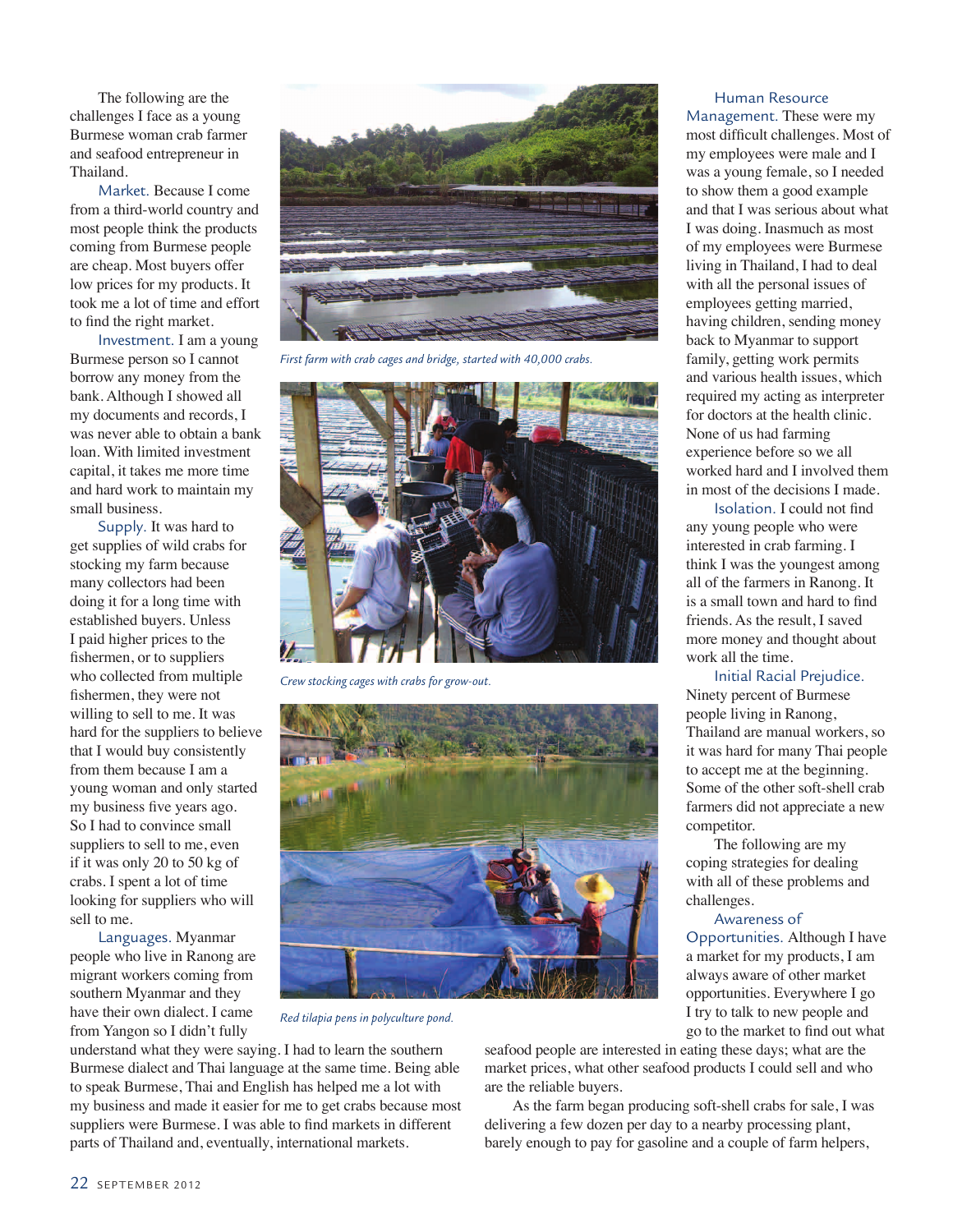The following are the challenges I face as a young Burmese woman crab farmer and seafood entrepreneur in Thailand.

**Market.** Because I come from a third-world country and most people think the products coming from Burmese people are cheap. Most buyers offer low prices for my products. It took me a lot of time and effort to find the right market.

**Investment.** I am a young Burmese person so I cannot borrow any money from the bank. Although I showed all my documents and records, I was never able to obtain a bank loan. With limited investment capital, it takes me more time and hard work to maintain my small business.

**Supply.** It was hard to get supplies of wild crabs for stocking my farm because many collectors had been doing it for a long time with established buyers. Unless I paid higher prices to the fishermen, or to suppliers who collected from multiple fishermen, they were not willing to sell to me. It was hard for the suppliers to believe that I would buy consistently from them because I am a young woman and only started my business five years ago. So I had to convince small suppliers to sell to me, even if it was only 20 to 50 kg of crabs. I spent a lot of time looking for suppliers who will sell to me.

**Languages.** Myanmar people who live in Ranong are migrant workers coming from southern Myanmar and they have their own dialect. I came from Yangon so I didn't fully understand what they were saying. I had to learn the southern Burmese dialect and Thai language at the same time. Being able to speak Burmese, Thai and English has helped me a lot with my business and made it easier for me to get crabs because most suppliers were Burmese. I was able to find markets in different parts of Thailand and, eventually, international markets.

*First farm with crab cages and bridge, started with 40,000 crabs.*

*Crew stocking cages with crabs for grow-out.*

*Red tilapia pens in polyculture pond.*

**Human Resource Management.** These were my most difficult challenges. Most of my employees were male and I was a young female, so I needed to show them a good example and that I was serious about what I was doing. Inasmuch as most of my employees were Burmese living in Thailand, I had to deal with all the personal issues of employees getting married, having children, sending money back to Myanmar to support family, getting work permits and various health issues, which required my acting as interpreter for doctors at the health clinic. None of us had farming experience before so we all worked hard and I involved them in most of the decisions I made.

**Isolation.** I could not find any young people who were interested in crab farming. I think I was the youngest among all of the farmers in Ranong. It is a small town and hard to find friends. As the result, I saved more money and thought about work all the time.

**Initial Racial Prejudice.** Ninety percent of Burmese people living in Ranong, Thailand are manual workers, so it was hard for many Thai people to accept me at the beginning. Some of the other soft-shell crab farmers did not appreciate a new competitor.

The following are my coping strategies for dealing with all of these problems and challenges.

**Awareness of Opportunities.** Although I have a market for my products, I am always aware of other market opportunities. Everywhere I go I try to talk to new people and go to the market to find out what seafood people are interested in eating these days; what are the market prices, what other seafood products I could sell and who are the reliable buyers.

As the farm began producing soft-shell crabs for sale, I was delivering a few dozen per day to a nearby processing plant, barely enough to pay for gasoline and a couple of farm helpers,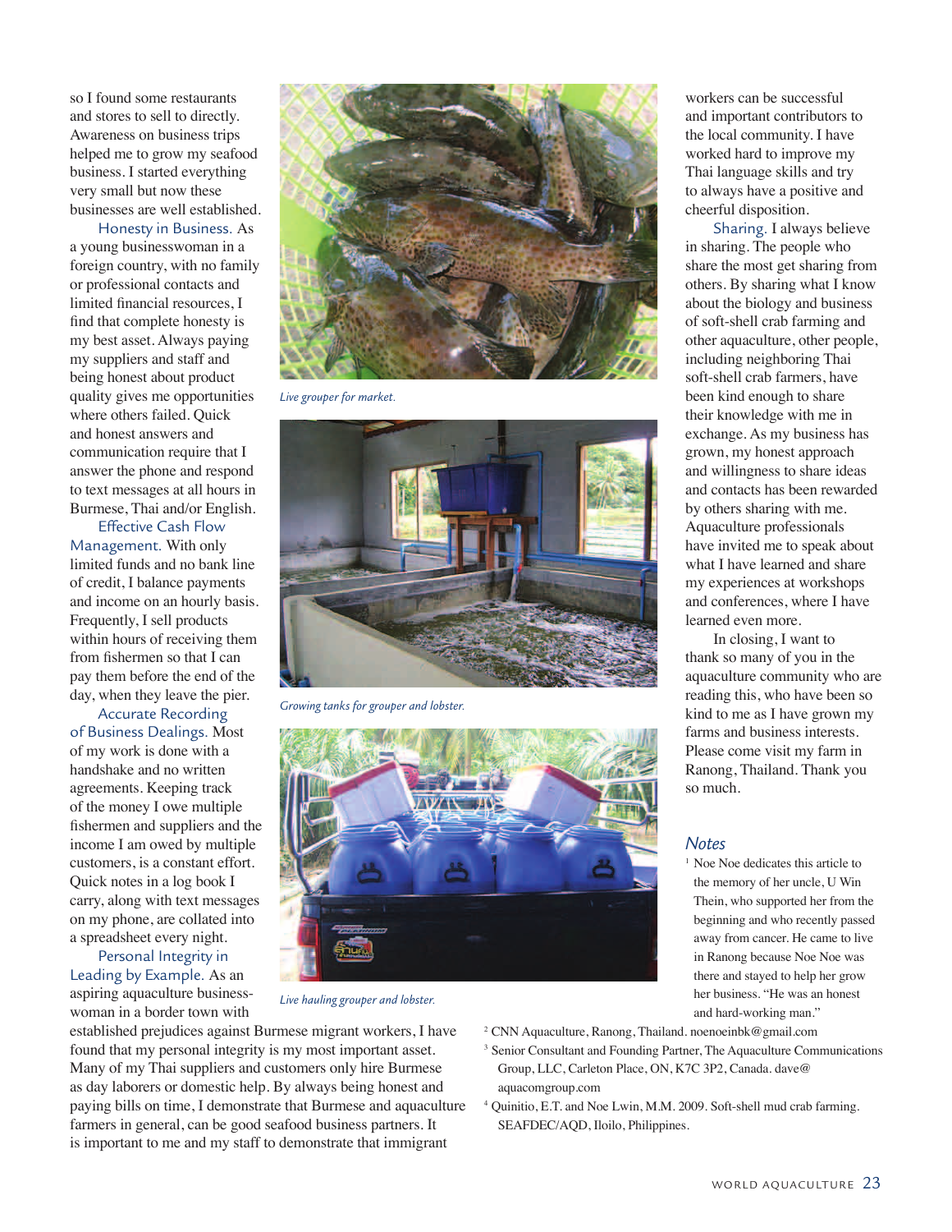so I found some restaurants and stores to sell to directly. Awareness on business trips helped me to grow my seafood business. I started everything very small but now these businesses are well established.

**Honesty in Business.** As a young businesswoman in a foreign country, with no family or professional contacts and limited financial resources, I find that complete honesty is my best asset. Always paying my suppliers and staff and being honest about product quality gives me opportunities where others failed. Quick and honest answers and communication require that I answer the phone and respond to text messages at all hours in Burmese, Thai and/or English.

**Effective Cash Flow Management.** With only limited funds and no bank line of credit, I balance payments and income on an hourly basis. Frequently, I sell products within hours of receiving them from fishermen so that I can pay them before the end of the day, when they leave the pier.

**Accurate Recording of Business Dealings.** Most of my work is done with a handshake and no written agreements. Keeping track of the money I owe multiple fishermen and suppliers and the income I am owed by multiple customers, is a constant effort. Quick notes in a log book I carry, along with text messages on my phone, are collated into a spreadsheet every night.

**Personal Integrity in Leading by Example.** As an aspiring aquaculture business-woman in a border town with established prejudices against Burmese migrant workers, I have found that my personal integrity is my most important asset. Many of my Thai suppliers and customers only hire Burmese as day laborers or domestic help. By always being honest and paying bills on time, I demonstrate that Burmese and aquaculture farmers in general, can be good seafood business partners. It is important to me and my staff to demonstrate that immigrant workers can be successful and important contributors to the local community. I have worked hard to improve my Thai language skills and try to always have a positive and cheerful disposition.

*Live grouper for market.*

*Growing tanks for grouper and lobster.*

*Live hauling grouper and lobster.*

**Sharing.** I always believe in sharing. The people who share the most get sharing from others. By sharing what I know about the biology and business of soft-shell crab farming and other aquaculture, other people, including neighboring Thai soft-shell crab farmers, have been kind enough to share their knowledge with me in exchange. As my business has grown, my honest approach and willingness to share ideas and contacts has been rewarded by others sharing with me. Aquaculture professionals have invited me to speak about what I have learned and share my experiences at workshops and conferences, where I have learned even more.

In closing, I want to thank so many of you in the aquaculture community who are reading this, who have been so kind to me as I have grown my farms and business interests. Please come visit my farm in Ranong, Thailand. Thank you so much.

## Notes

[1] Noe Noe dedicates this article to the memory of her uncle, U Win Thein, who supported her from the beginning and who recently passed away from cancer. He came to live in Ranong because Noe Noe was there and stayed to help her grow her business. "He was an honest and hard-working man."

[2] CNN Aquaculture, Ranong, Thailand. noenoeinbk@gmail.com

[3] Senior Consultant and Founding Partner, The Aquaculture Communications Group, LLC, Carleton Place, ON, K7C 3P2, Canada. dave@aquacomgroup.com

[4] Quinitio, E.T. and Noe Lwin, M.M. 2009. Soft-shell mud crab farming. SEAFDEC/AQD, Iloilo, Philippines.